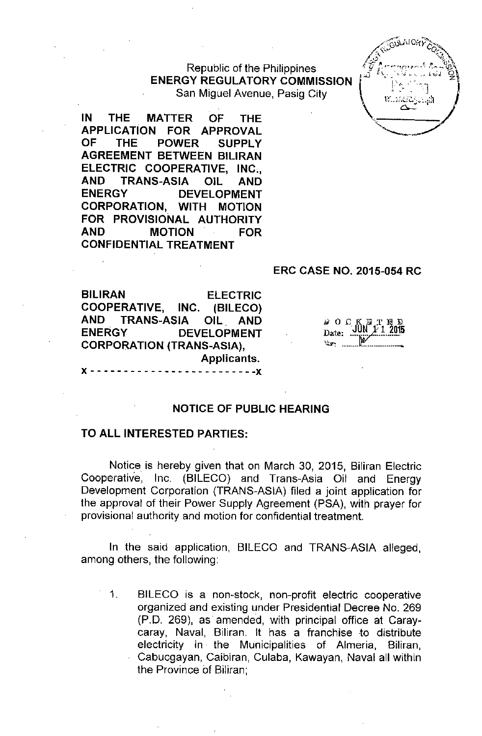Republic of the Philippines
**ENERGY REGULATORY COMMISSION**
San Miguel Avenue, Pasig City

**IN THE MATTER OF THE APPLICATION FOR APPROVAL OF THE POWER SUPPLY AGREEMENT BETWEEN BILIRAN ELECTRIC COOPERATIVE, INC., AND TRANS-ASIA OIL AND ENERGY DEVELOPMENT CORPORATION, WITH MOTION FOR PROVISIONAL AUTHORITY AND MOTION FOR CONFIDENTIAL TREATMENT**

**ERC CASE NO. 2015-054 RC**

**BILIRAN ELECTRIC COOPERATIVE, INC. (BILECO) AND TRANS-ASIA OIL AND ENERGY DEVELOPMENT CORPORATION (TRANS-ASIA),**
**Applicants.**
x - - - - - - - - - - - - - - - - - - - - - - - - x

DOCKETED
Date: JUN 11 2015

## NOTICE OF PUBLIC HEARING

**TO ALL INTERESTED PARTIES:**

Notice is hereby given that on March 30, 2015, Biliran Electric Cooperative, Inc. (BILECO) and Trans-Asia Oil and Energy Development Corporation (TRANS-ASIA) filed a joint application for the approval of their Power Supply Agreement (PSA), with prayer for provisional authority and motion for confidential treatment.

In the said application, BILECO and TRANS-ASIA alleged, among others, the following:

1. BILECO is a non-stock, non-profit electric cooperative organized and existing under Presidential Decree No. 269 (P.D. 269), as amended, with principal office at Caray-caray, Naval, Biliran. It has a franchise to distribute electricity in the Municipalities of Almeria, Biliran, Cabucgayan, Caibiran, Culaba, Kawayan, Naval all within the Province of Biliran;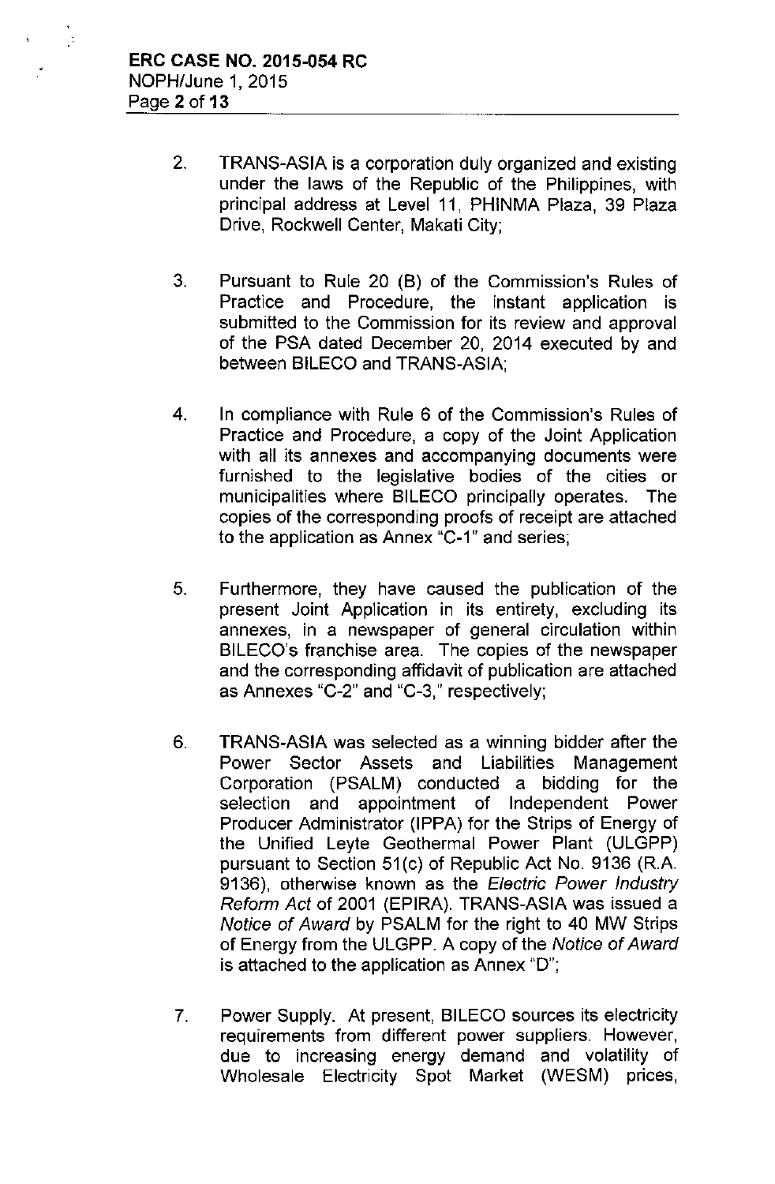2. TRANS-ASIA is a corporation duly organized and existing under the laws of the Republic of the Philippines, with principal address at Level 11, PHINMA Plaza, 39 Plaza Drive, Rockwell Center, Makati City;

3. Pursuant to Rule 20 (B) of the Commission's Rules of Practice and Procedure, the instant application is submitted to the Commission for its review and approval of the PSA dated December 20, 2014 executed by and between BILECO and TRANS-ASIA;

4. In compliance with Rule 6 of the Commission's Rules of Practice and Procedure, a copy of the Joint Application with all its annexes and accompanying documents were furnished to the legislative bodies of the cities or municipalities where BILECO principally operates. The copies of the corresponding proofs of receipt are attached to the application as Annex "C-1" and series;

5. Furthermore, they have caused the publication of the present Joint Application in its entirety, excluding its annexes, in a newspaper of general circulation within BILECO's franchise area. The copies of the newspaper and the corresponding affidavit of publication are attached as Annexes "C-2" and "C-3," respectively;

6. TRANS-ASIA was selected as a winning bidder after the Power Sector Assets and Liabilities Management Corporation (PSALM) conducted a bidding for the selection and appointment of Independent Power Producer Administrator (IPPA) for the Strips of Energy of the Unified Leyte Geothermal Power Plant (ULGPP) pursuant to Section 51(c) of Republic Act No. 9136 (R.A. 9136), otherwise known as the *Electric Power Industry Reform Act* of 2001 (EPIRA). TRANS-ASIA was issued a *Notice of Award* by PSALM for the right to 40 MW Strips of Energy from the ULGPP. A copy of the *Notice of Award* is attached to the application as Annex "D";

7. Power Supply. At present, BILECO sources its electricity requirements from different power suppliers. However, due to increasing energy demand and volatility of Wholesale Electricity Spot Market (WESM) prices,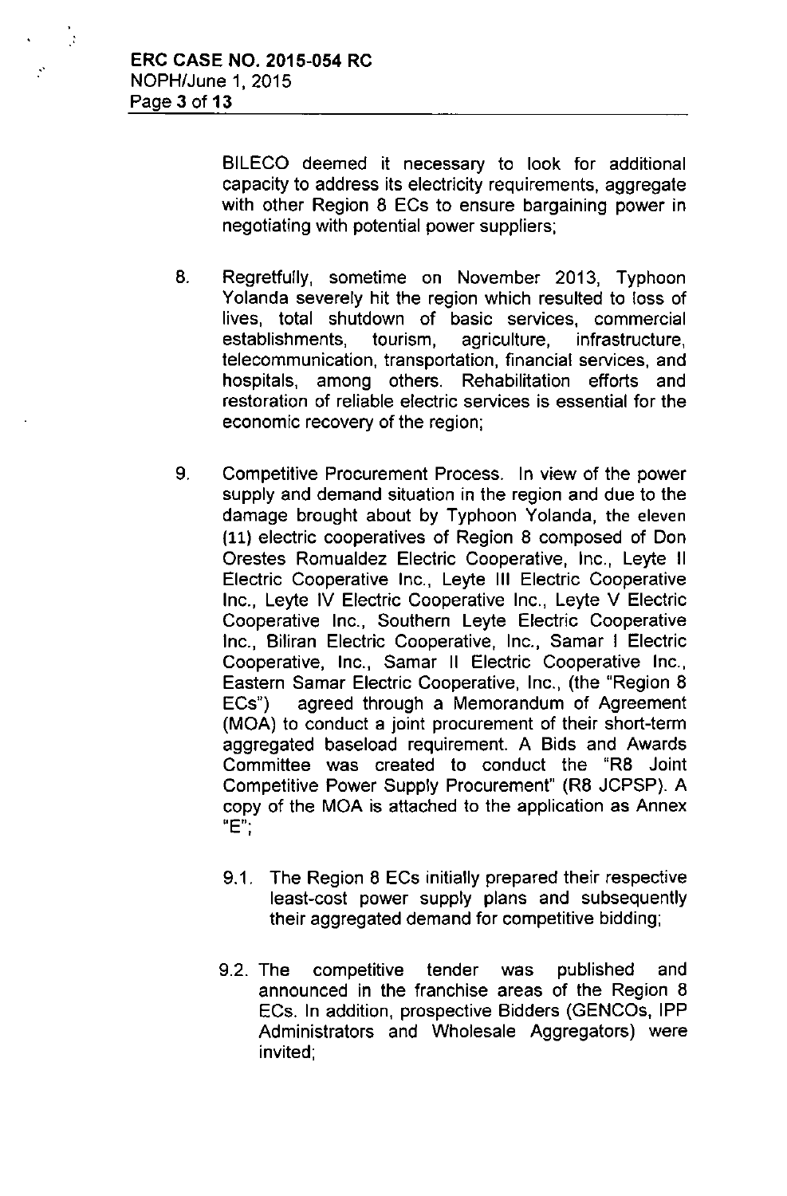BILECO deemed it necessary to look for additional capacity to address its electricity requirements, aggregate with other Region 8 ECs to ensure bargaining power in negotiating with potential power suppliers;

8. Regretfully, sometime on November 2013, Typhoon Yolanda severely hit the region which resulted to loss of lives, total shutdown of basic services, commercial establishments, tourism, agriculture, infrastructure, telecommunication, transportation, financial services, and hospitals, among others. Rehabilitation efforts and restoration of reliable electric services is essential for the economic recovery of the region;

9. Competitive Procurement Process. In view of the power supply and demand situation in the region and due to the damage brought about by Typhoon Yolanda, the eleven (11) electric cooperatives of Region 8 composed of Don Orestes Romualdez Electric Cooperative, Inc., Leyte II Electric Cooperative Inc., Leyte III Electric Cooperative Inc., Leyte IV Electric Cooperative Inc., Leyte V Electric Cooperative Inc., Southern Leyte Electric Cooperative Inc., Biliran Electric Cooperative, Inc., Samar I Electric Cooperative, Inc., Samar II Electric Cooperative Inc., Eastern Samar Electric Cooperative, Inc., (the "Region 8 ECs") agreed through a Memorandum of Agreement (MOA) to conduct a joint procurement of their short-term aggregated baseload requirement. A Bids and Awards Committee was created to conduct the "R8 Joint Competitive Power Supply Procurement" (R8 JCPSP). A copy of the MOA is attached to the application as Annex "E";

    9.1. The Region 8 ECs initially prepared their respective least-cost power supply plans and subsequently their aggregated demand for competitive bidding;

    9.2. The competitive tender was published and announced in the franchise areas of the Region 8 ECs. In addition, prospective Bidders (GENCOs, IPP Administrators and Wholesale Aggregators) were invited;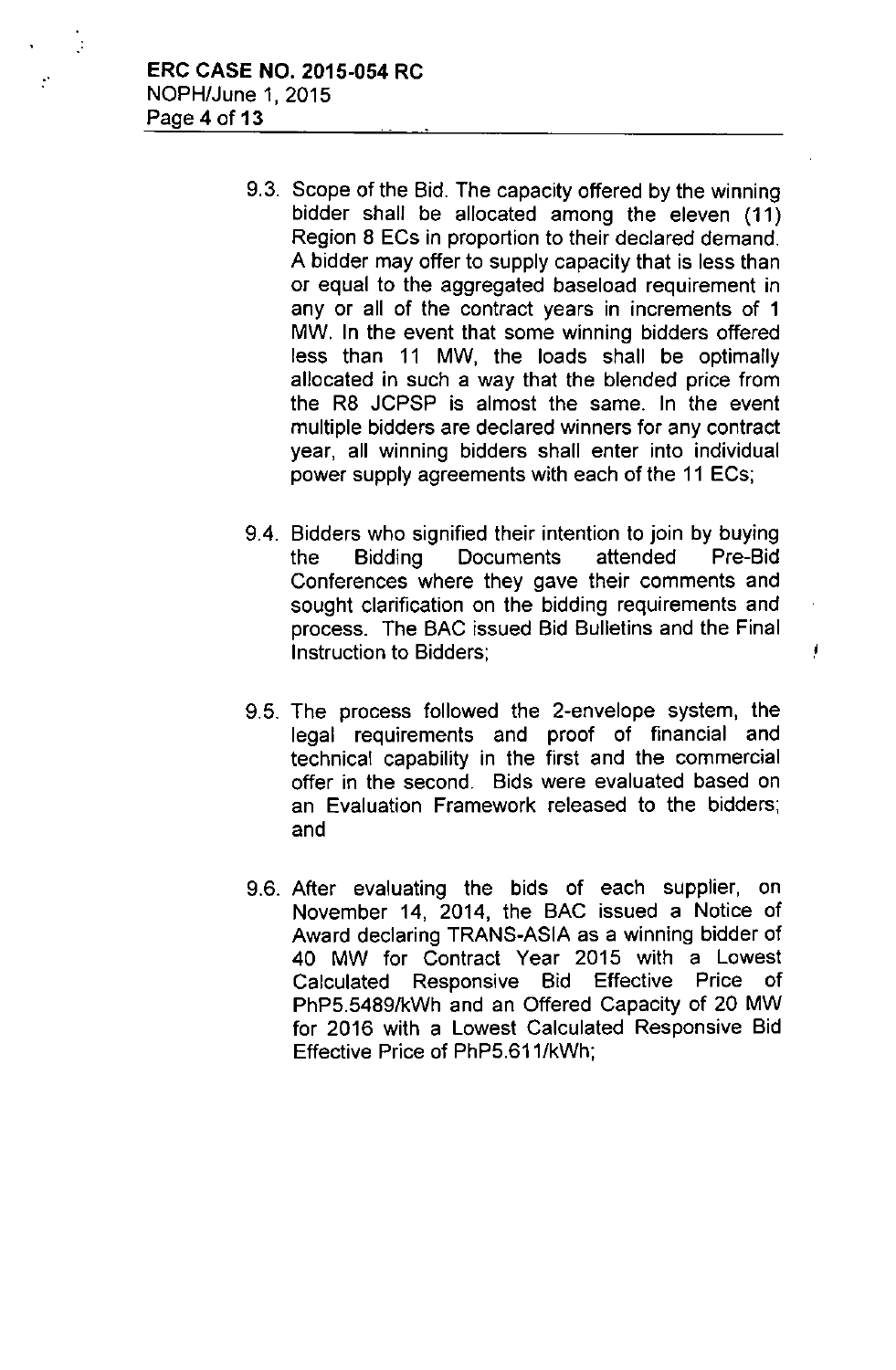9.3. Scope of the Bid. The capacity offered by the winning bidder shall be allocated among the eleven (11) Region 8 ECs in proportion to their declared demand. A bidder may offer to supply capacity that is less than or equal to the aggregated baseload requirement in any or all of the contract years in increments of 1 MW. In the event that some winning bidders offered less than 11 MW, the loads shall be optimally allocated in such a way that the blended price from the R8 JCPSP is almost the same. In the event multiple bidders are declared winners for any contract year, all winning bidders shall enter into individual power supply agreements with each of the 11 ECs;

9.4. Bidders who signified their intention to join by buying the Bidding Documents attended Pre-Bid Conferences where they gave their comments and sought clarification on the bidding requirements and process. The BAC issued Bid Bulletins and the Final Instruction to Bidders;

9.5. The process followed the 2-envelope system, the legal requirements and proof of financial and technical capability in the first and the commercial offer in the second. Bids were evaluated based on an Evaluation Framework released to the bidders; and

9.6. After evaluating the bids of each supplier, on November 14, 2014, the BAC issued a Notice of Award declaring TRANS-ASIA as a winning bidder of 40 MW for Contract Year 2015 with a Lowest Calculated Responsive Bid Effective Price of PhP5.5489/kWh and an Offered Capacity of 20 MW for 2016 with a Lowest Calculated Responsive Bid Effective Price of PhP5.611/kWh;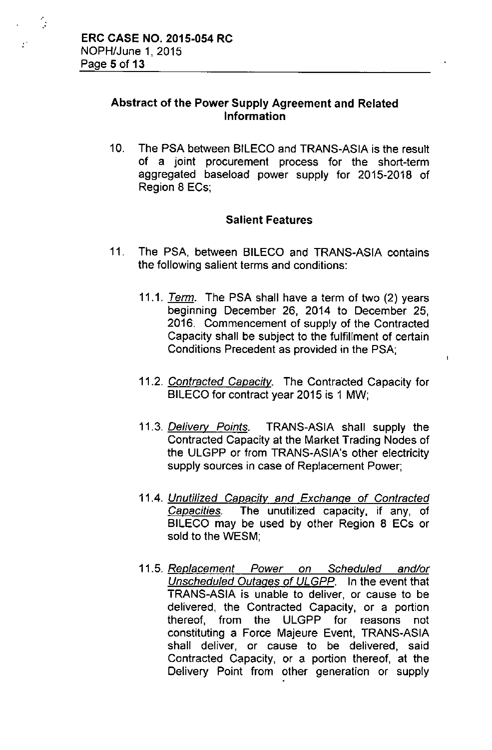## Abstract of the Power Supply Agreement and Related Information

10. The PSA between BILECO and TRANS-ASIA is the result of a joint procurement process for the short-term aggregated baseload power supply for 2015-2018 of Region 8 ECs;

### Salient Features

11. The PSA, between BILECO and TRANS-ASIA contains the following salient terms and conditions:

    11.1. *Term*. The PSA shall have a term of two (2) years beginning December 26, 2014 to December 25, 2016. Commencement of supply of the Contracted Capacity shall be subject to the fulfillment of certain Conditions Precedent as provided in the PSA;

    11.2. *Contracted Capacity*. The Contracted Capacity for BILECO for contract year 2015 is 1 MW;

    11.3. *Delivery Points*. TRANS-ASIA shall supply the Contracted Capacity at the Market Trading Nodes of the ULGPP or from TRANS-ASIA's other electricity supply sources in case of Replacement Power;

    11.4. *Unutilized Capacity and Exchange of Contracted Capacities*. The unutilized capacity, if any, of BILECO may be used by other Region 8 ECs or sold to the WESM;

    11.5. *Replacement Power on Scheduled and/or Unscheduled Outages of ULGPP*. In the event that TRANS-ASIA is unable to deliver, or cause to be delivered, the Contracted Capacity, or a portion thereof, from the ULGPP for reasons not constituting a Force Majeure Event, TRANS-ASIA shall deliver, or cause to be delivered, said Contracted Capacity, or a portion thereof, at the Delivery Point from other generation or supply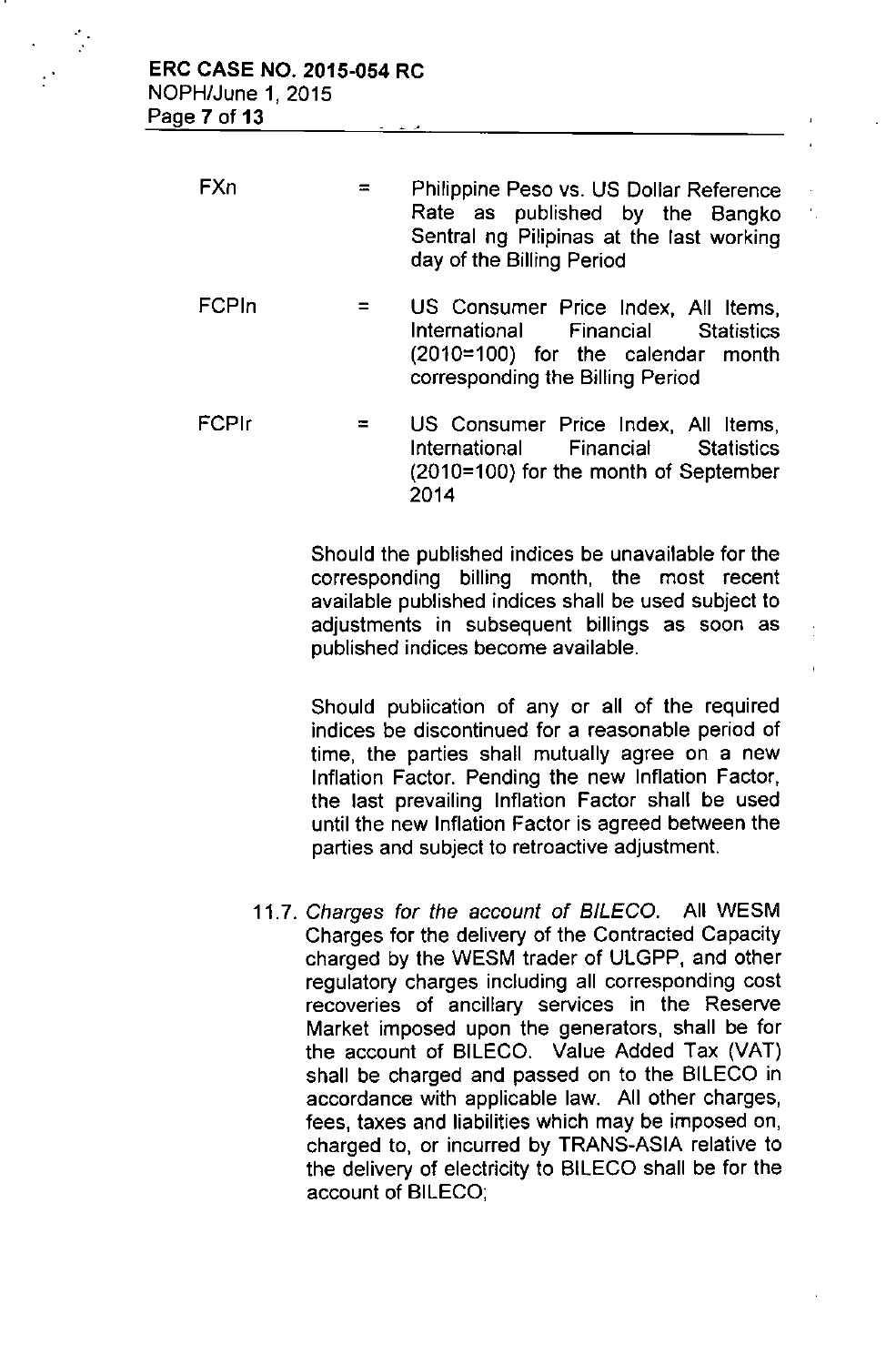$FX_n$ = Philippine Peso vs. US Dollar Reference Rate as published by the Bangko Sentral ng Pilipinas at the last working day of the Billing Period

$FCPI_n$ = US Consumer Price Index, All Items, International Financial Statistics (2010=100) for the calendar month corresponding the Billing Period

$FCPI_r$ = US Consumer Price Index, All Items, International Financial Statistics (2010=100) for the month of September 2014

Should the published indices be unavailable for the corresponding billing month, the most recent available published indices shall be used subject to adjustments in subsequent billings as soon as published indices become available.

Should publication of any or all of the required indices be discontinued for a reasonable period of time, the parties shall mutually agree on a new Inflation Factor. Pending the new Inflation Factor, the last prevailing Inflation Factor shall be used until the new Inflation Factor is agreed between the parties and subject to retroactive adjustment.

11.7. *Charges for the account of BILECO.* All WESM Charges for the delivery of the Contracted Capacity charged by the WESM trader of ULGPP, and other regulatory charges including all corresponding cost recoveries of ancillary services in the Reserve Market imposed upon the generators, shall be for the account of BILECO. Value Added Tax (VAT) shall be charged and passed on to the BILECO in accordance with applicable law. All other charges, fees, taxes and liabilities which may be imposed on, charged to, or incurred by TRANS-ASIA relative to the delivery of electricity to BILECO shall be for the account of BILECO;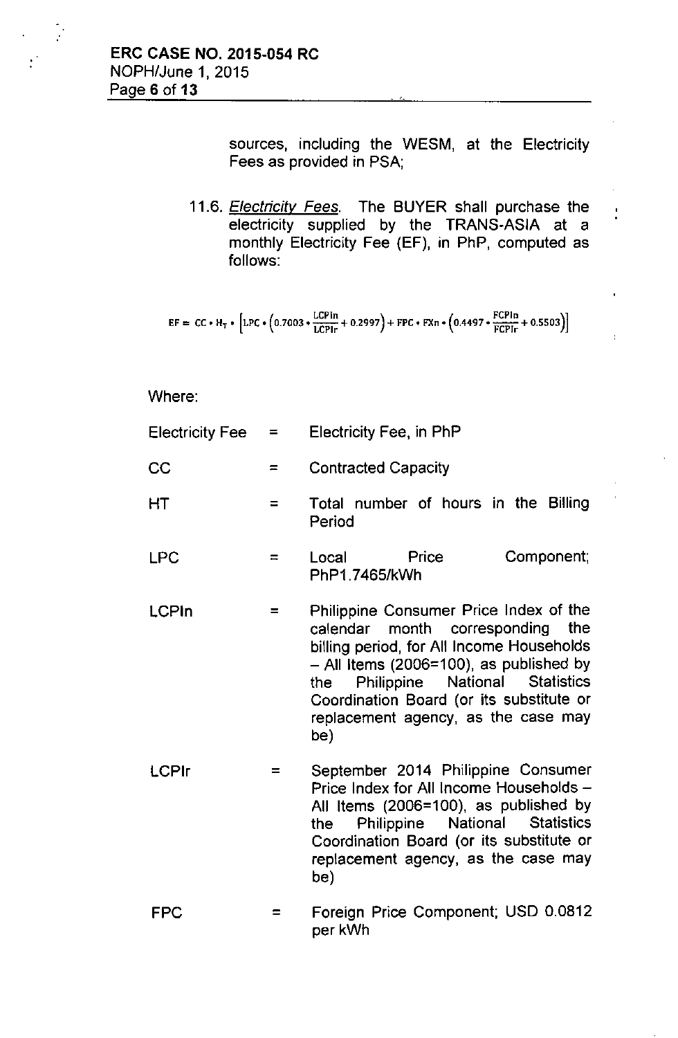sources, including the WESM, at the Electricity Fees as provided in PSA;

11.6. *Electricity Fees*. The BUYER shall purchase the electricity supplied by the TRANS-ASIA at a monthly Electricity Fee (EF), in PhP, computed as follows:

$$EF = CC \cdot H_T \cdot \left[LPC \cdot \left(0.7003 \cdot \frac{LCPIn}{LCPIr} + 0.2997\right) + FPC \cdot FXn \cdot \left(0.4497 \cdot \frac{FCPIn}{FCPIr} + 0.5503\right)\right]$$

Where:

| | | |
|---|---|---|
| Electricity Fee | = | Electricity Fee, in PhP |
| CC | = | Contracted Capacity |
| HT | = | Total number of hours in the Billing Period |
| LPC | = | Local Price Component; PhP1.7465/kWh |
| LCPIn | = | Philippine Consumer Price Index of the calendar month corresponding the billing period, for All Income Households – All Items (2006=100), as published by the Philippine National Statistics Coordination Board (or its substitute or replacement agency, as the case may be) |
| LCPIr | = | September 2014 Philippine Consumer Price Index for All Income Households – All Items (2006=100), as published by the Philippine National Statistics Coordination Board (or its substitute or replacement agency, as the case may be) |
| FPC | = | Foreign Price Component; USD 0.0812 per kWh |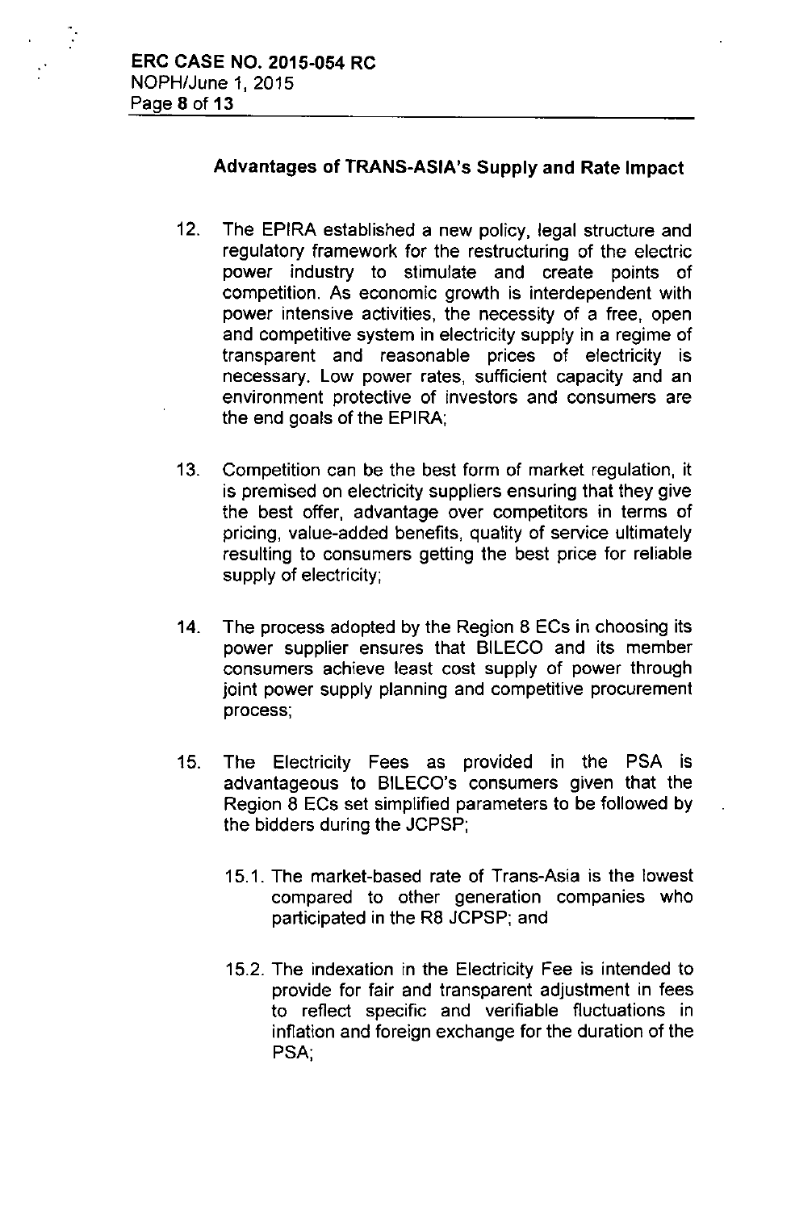## Advantages of TRANS-ASIA's Supply and Rate Impact

12. The EPIRA established a new policy, legal structure and regulatory framework for the restructuring of the electric power industry to stimulate and create points of competition. As economic growth is interdependent with power intensive activities, the necessity of a free, open and competitive system in electricity supply in a regime of transparent and reasonable prices of electricity is necessary. Low power rates, sufficient capacity and an environment protective of investors and consumers are the end goals of the EPIRA;

13. Competition can be the best form of market regulation, it is premised on electricity suppliers ensuring that they give the best offer, advantage over competitors in terms of pricing, value-added benefits, quality of service ultimately resulting to consumers getting the best price for reliable supply of electricity;

14. The process adopted by the Region 8 ECs in choosing its power supplier ensures that BILECO and its member consumers achieve least cost supply of power through joint power supply planning and competitive procurement process;

15. The Electricity Fees as provided in the PSA is advantageous to BILECO's consumers given that the Region 8 ECs set simplified parameters to be followed by the bidders during the JCPSP;

    15.1. The market-based rate of Trans-Asia is the lowest compared to other generation companies who participated in the R8 JCPSP; and

    15.2. The indexation in the Electricity Fee is intended to provide for fair and transparent adjustment in fees to reflect specific and verifiable fluctuations in inflation and foreign exchange for the duration of the PSA;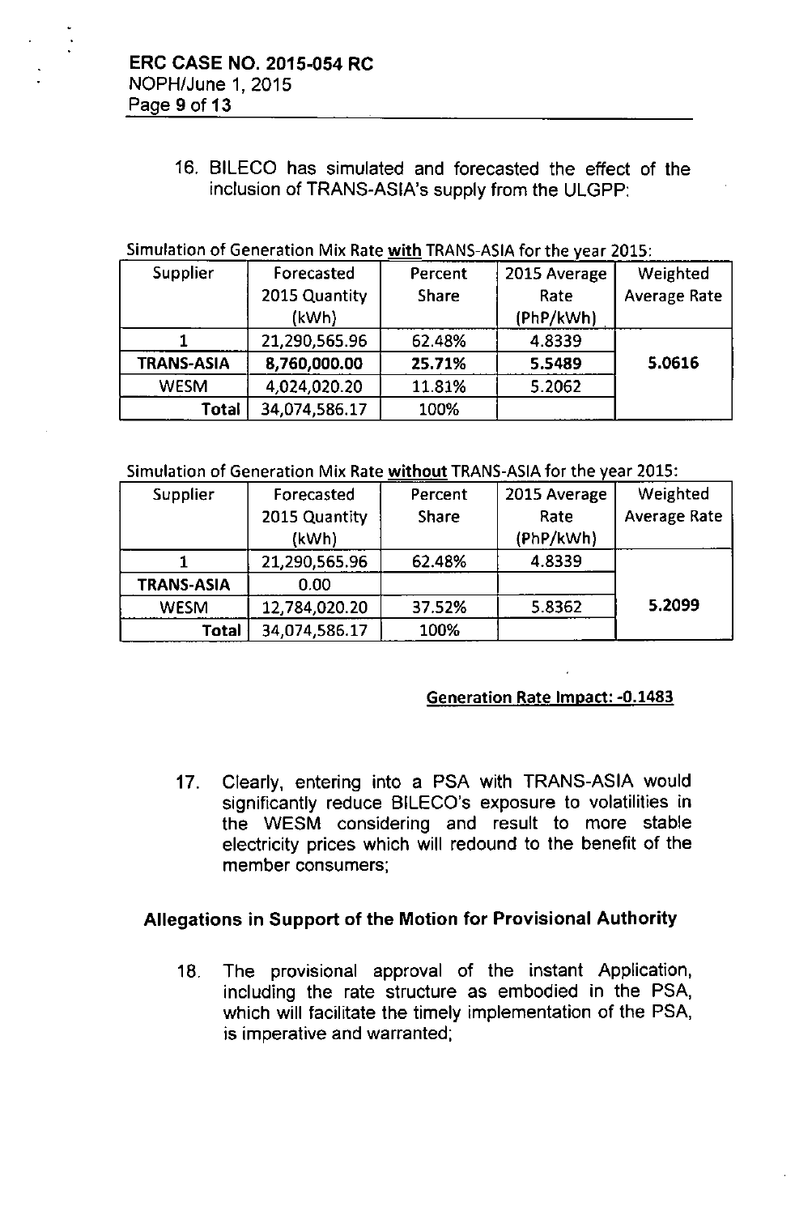16. BILECO has simulated and forecasted the effect of the inclusion of TRANS-ASIA's supply from the ULGPP:

Simulation of Generation Mix Rate **with** TRANS-ASIA for the year 2015:

| Supplier | Forecasted 2015 Quantity (kWh) | Percent Share | 2015 Average Rate (PhP/kWh) | Weighted Average Rate |
|---|---|---|---|---|
| 1 | 21,290,565.96 | 62.48% | 4.8339 | **5.0616** |
| **TRANS-ASIA** | **8,760,000.00** | **25.71%** | **5.5489** | |
| WESM | 4,024,020.20 | 11.81% | 5.2062 | |
| **Total** | 34,074,586.17 | 100% | | |

Simulation of Generation Mix Rate **without** TRANS-ASIA for the year 2015:

| Supplier | Forecasted 2015 Quantity (kWh) | Percent Share | 2015 Average Rate (PhP/kWh) | Weighted Average Rate |
|---|---|---|---|---|
| 1 | 21,290,565.96 | 62.48% | 4.8339 | **5.2099** |
| **TRANS-ASIA** | 0.00 | | | |
| WESM | 12,784,020.20 | 37.52% | 5.8362 | |
| **Total** | 34,074,586.17 | 100% | | |

**Generation Rate Impact: -0.1483**

17. Clearly, entering into a PSA with TRANS-ASIA would significantly reduce BILECO's exposure to volatilities in the WESM considering and result to more stable electricity prices which will redound to the benefit of the member consumers;

## Allegations in Support of the Motion for Provisional Authority

18. The provisional approval of the instant Application, including the rate structure as embodied in the PSA, which will facilitate the timely implementation of the PSA, is imperative and warranted;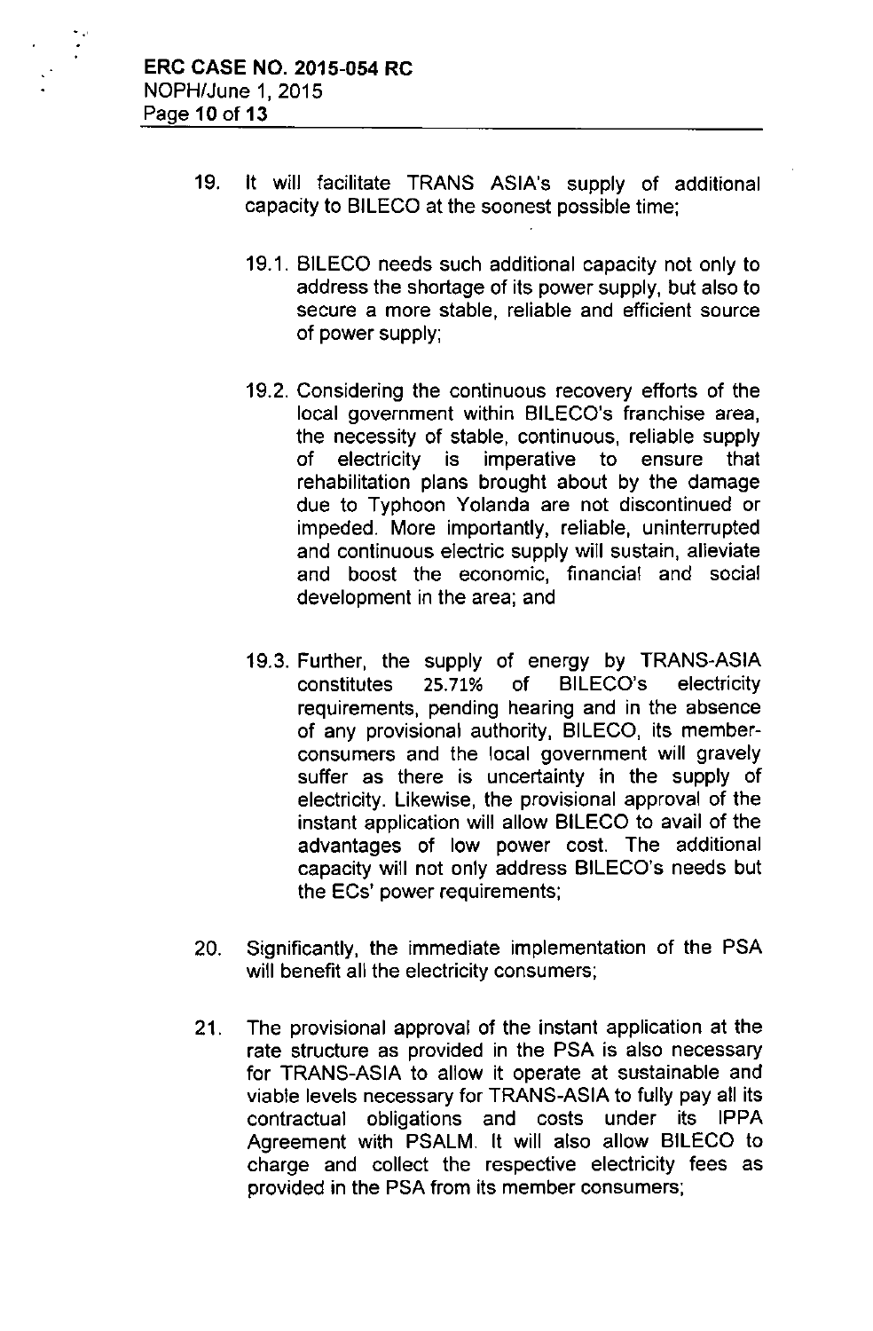19. It will facilitate TRANS ASIA's supply of additional capacity to BILECO at the soonest possible time;

    19.1. BILECO needs such additional capacity not only to address the shortage of its power supply, but also to secure a more stable, reliable and efficient source of power supply;

    19.2. Considering the continuous recovery efforts of the local government within BILECO's franchise area, the necessity of stable, continuous, reliable supply of electricity is imperative to ensure that rehabilitation plans brought about by the damage due to Typhoon Yolanda are not discontinued or impeded. More importantly, reliable, uninterrupted and continuous electric supply will sustain, alleviate and boost the economic, financial and social development in the area; and

    19.3. Further, the supply of energy by TRANS-ASIA constitutes 25.71% of BILECO's electricity requirements, pending hearing and in the absence of any provisional authority, BILECO, its member-consumers and the local government will gravely suffer as there is uncertainty in the supply of electricity. Likewise, the provisional approval of the instant application will allow BILECO to avail of the advantages of low power cost. The additional capacity will not only address BILECO's needs but the ECs' power requirements;

20. Significantly, the immediate implementation of the PSA will benefit all the electricity consumers;

21. The provisional approval of the instant application at the rate structure as provided in the PSA is also necessary for TRANS-ASIA to allow it operate at sustainable and viable levels necessary for TRANS-ASIA to fully pay all its contractual obligations and costs under its IPPA Agreement with PSALM. It will also allow BILECO to charge and collect the respective electricity fees as provided in the PSA from its member consumers;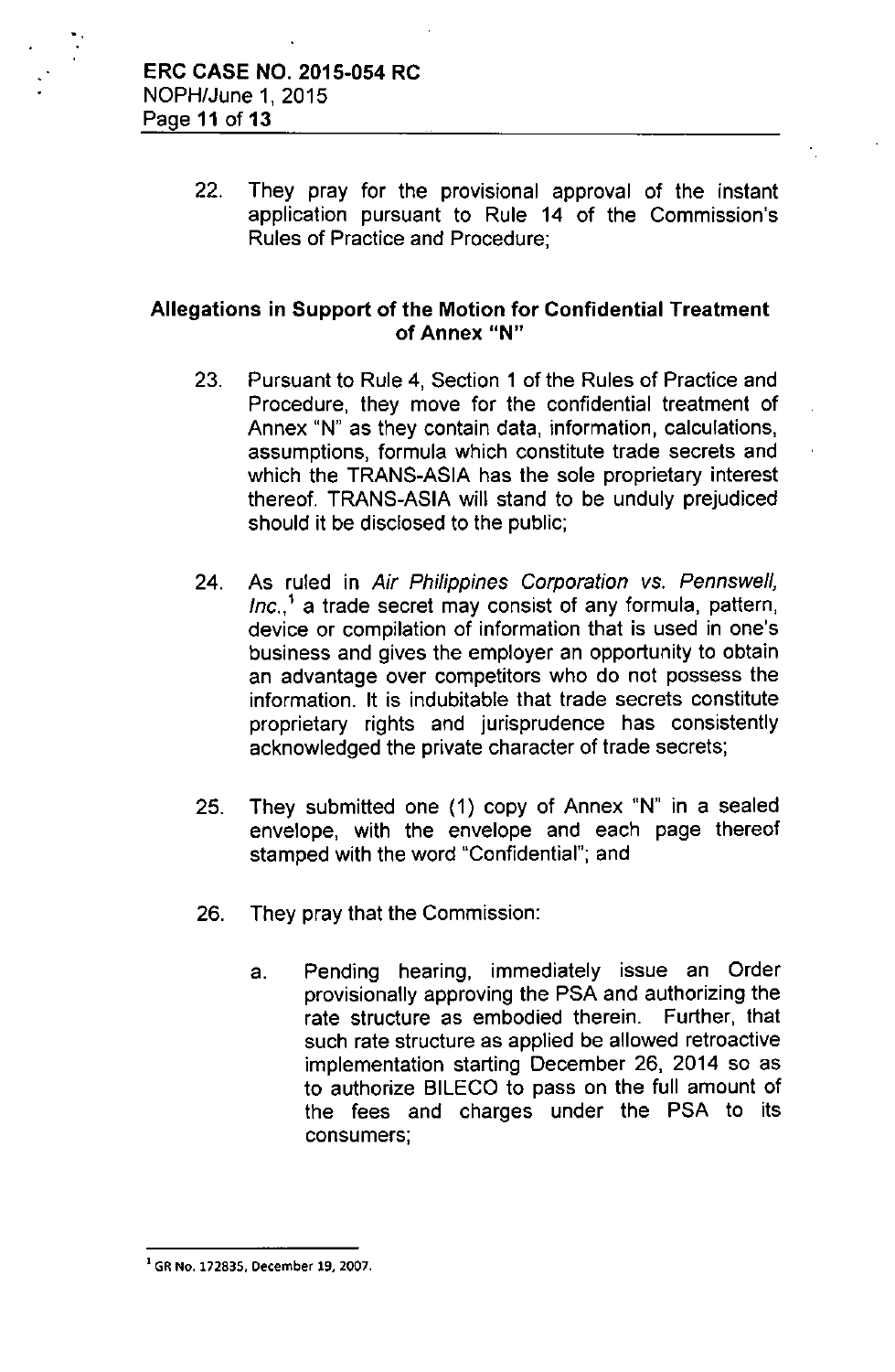22. They pray for the provisional approval of the instant application pursuant to Rule 14 of the Commission's Rules of Practice and Procedure;

## Allegations in Support of the Motion for Confidential Treatment of Annex "N"

23. Pursuant to Rule 4, Section 1 of the Rules of Practice and Procedure, they move for the confidential treatment of Annex "N" as they contain data, information, calculations, assumptions, formula which constitute trade secrets and which the TRANS-ASIA has the sole proprietary interest thereof. TRANS-ASIA will stand to be unduly prejudiced should it be disclosed to the public;

24. As ruled in *Air Philippines Corporation vs. Pennswell, Inc.*,[1] a trade secret may consist of any formula, pattern, device or compilation of information that is used in one's business and gives the employer an opportunity to obtain an advantage over competitors who do not possess the information. It is indubitable that trade secrets constitute proprietary rights and jurisprudence has consistently acknowledged the private character of trade secrets;

25. They submitted one (1) copy of Annex "N" in a sealed envelope, with the envelope and each page thereof stamped with the word "Confidential"; and

26. They pray that the Commission:

    a. Pending hearing, immediately issue an Order provisionally approving the PSA and authorizing the rate structure as embodied therein. Further, that such rate structure as applied be allowed retroactive implementation starting December 26, 2014 so as to authorize BILECO to pass on the full amount of the fees and charges under the PSA to its consumers;

---

[1] GR No. 172835, December 19, 2007.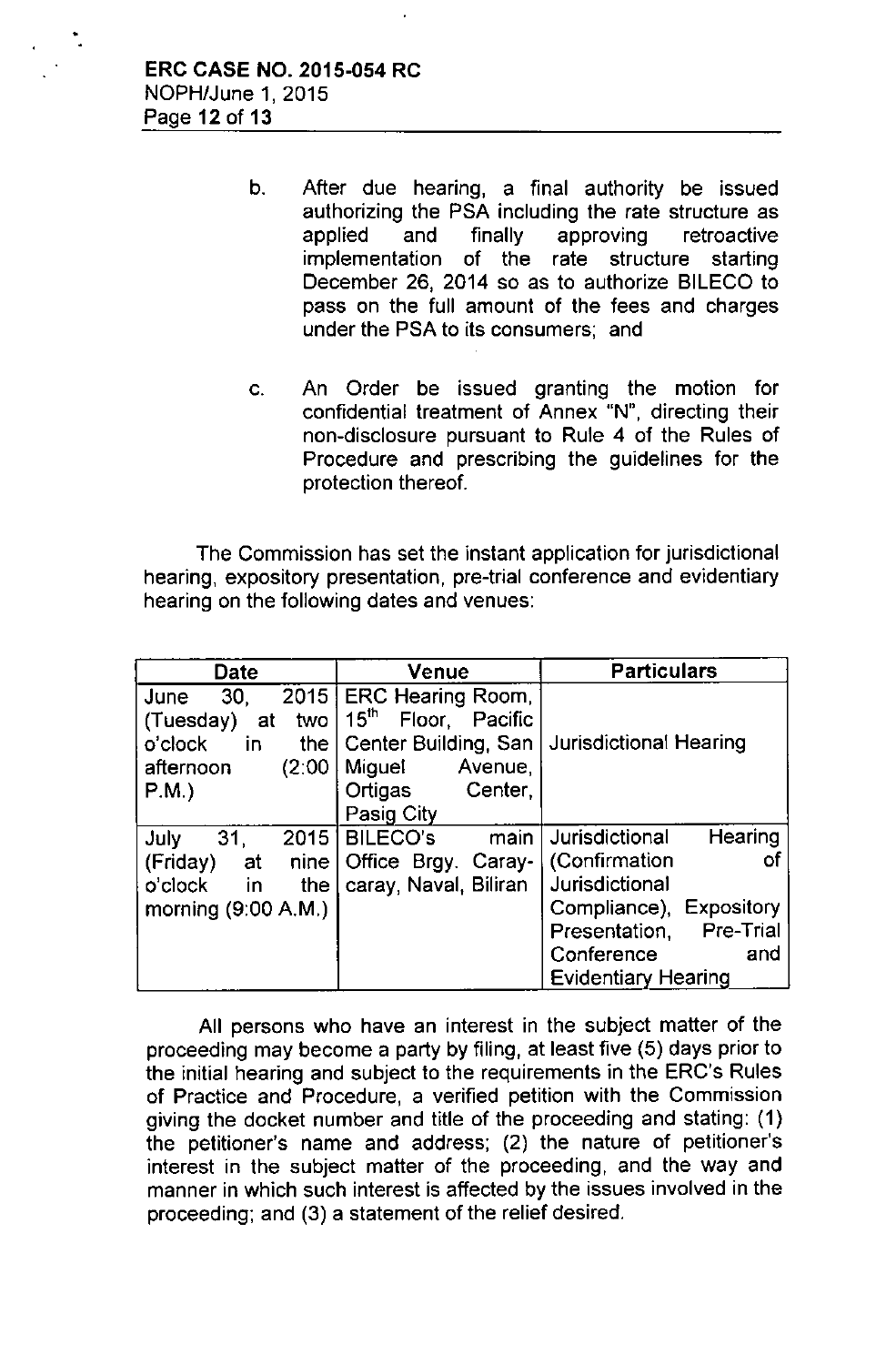b. After due hearing, a final authority be issued authorizing the PSA including the rate structure as applied and finally approving retroactive implementation of the rate structure starting December 26, 2014 so as to authorize BILECO to pass on the full amount of the fees and charges under the PSA to its consumers; and

c. An Order be issued granting the motion for confidential treatment of Annex "N", directing their non-disclosure pursuant to Rule 4 of the Rules of Procedure and prescribing the guidelines for the protection thereof.

The Commission has set the instant application for jurisdictional hearing, expository presentation, pre-trial conference and evidentiary hearing on the following dates and venues:

| Date | Venue | Particulars |
|---|---|---|
| June 30, 2015 (Tuesday) at two o'clock in the afternoon (2:00 P.M.) | ERC Hearing Room, 15th Floor, Pacific Center Building, San Miguel Avenue, Ortigas Center, Pasig City | Jurisdictional Hearing |
| July 31, 2015 (Friday) at nine o'clock in the morning (9:00 A.M.) | BILECO's main Office Brgy. Caray-caray, Naval, Biliran | Jurisdictional Hearing (Confirmation of Jurisdictional Compliance), Expository Presentation, Pre-Trial Conference and Evidentiary Hearing |

All persons who have an interest in the subject matter of the proceeding may become a party by filing, at least five (5) days prior to the initial hearing and subject to the requirements in the ERC's Rules of Practice and Procedure, a verified petition with the Commission giving the docket number and title of the proceeding and stating: (1) the petitioner's name and address; (2) the nature of petitioner's interest in the subject matter of the proceeding, and the way and manner in which such interest is affected by the issues involved in the proceeding; and (3) a statement of the relief desired.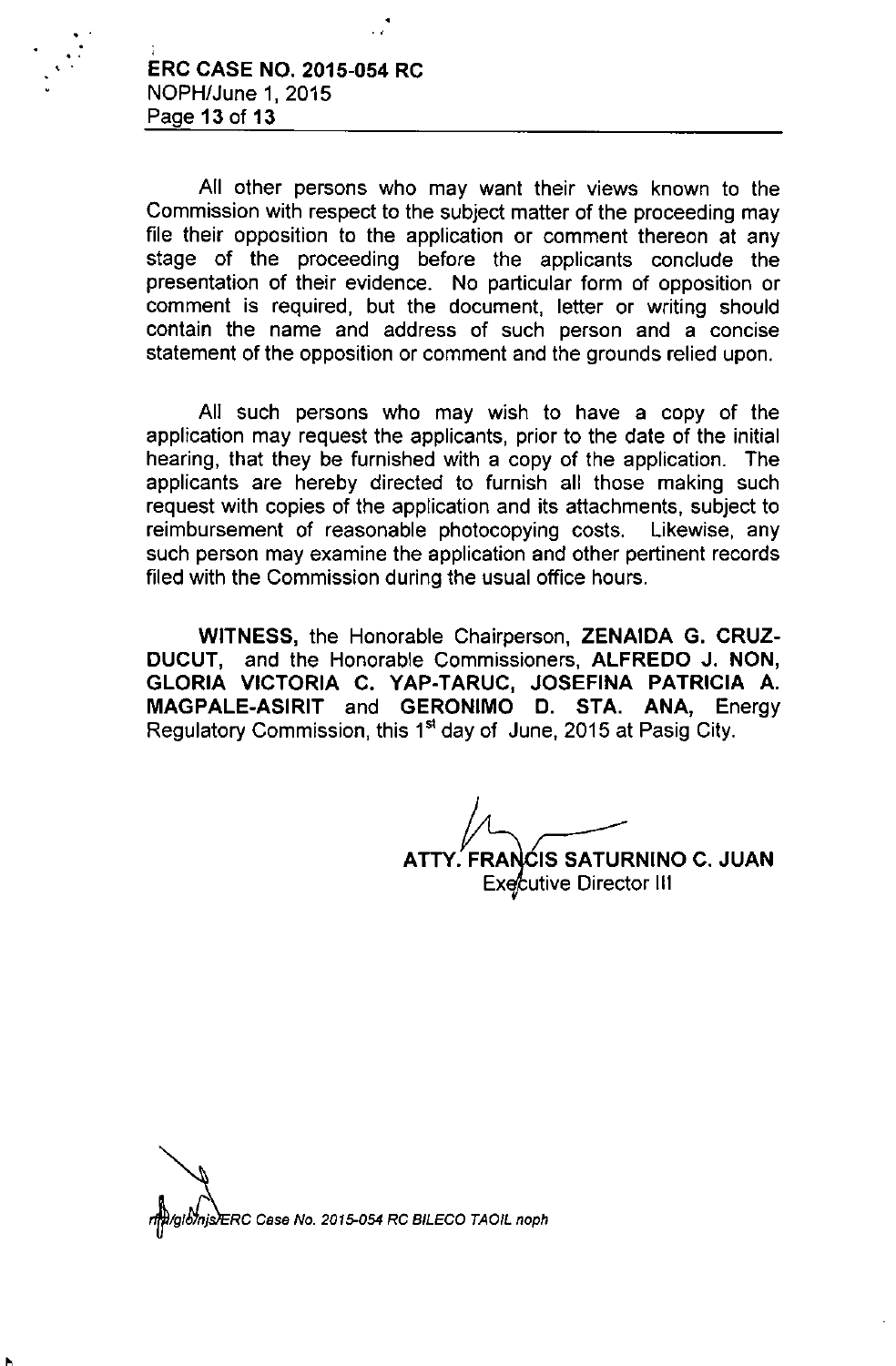All other persons who may want their views known to the Commission with respect to the subject matter of the proceeding may file their opposition to the application or comment thereon at any stage of the proceeding before the applicants conclude the presentation of their evidence. No particular form of opposition or comment is required, but the document, letter or writing should contain the name and address of such person and a concise statement of the opposition or comment and the grounds relied upon.

All such persons who may wish to have a copy of the application may request the applicants, prior to the date of the initial hearing, that they be furnished with a copy of the application. The applicants are hereby directed to furnish all those making such request with copies of the application and its attachments, subject to reimbursement of reasonable photocopying costs. Likewise, any such person may examine the application and other pertinent records filed with the Commission during the usual office hours.

**WITNESS,** the Honorable Chairperson, **ZENAIDA G. CRUZ-DUCUT,** and the Honorable Commissioners, **ALFREDO J. NON, GLORIA VICTORIA C. YAP-TARUC, JOSEFINA PATRICIA A. MAGPALE-ASIRIT** and **GERONIMO D. STA. ANA,** Energy Regulatory Commission, this 1st day of June, 2015 at Pasig City.

**ATTY. FRANCIS SATURNINO C. JUAN**
Executive Director III

*rfd/glc/njs/ERC Case No. 2015-054 RC BILECO TAOIL noph*